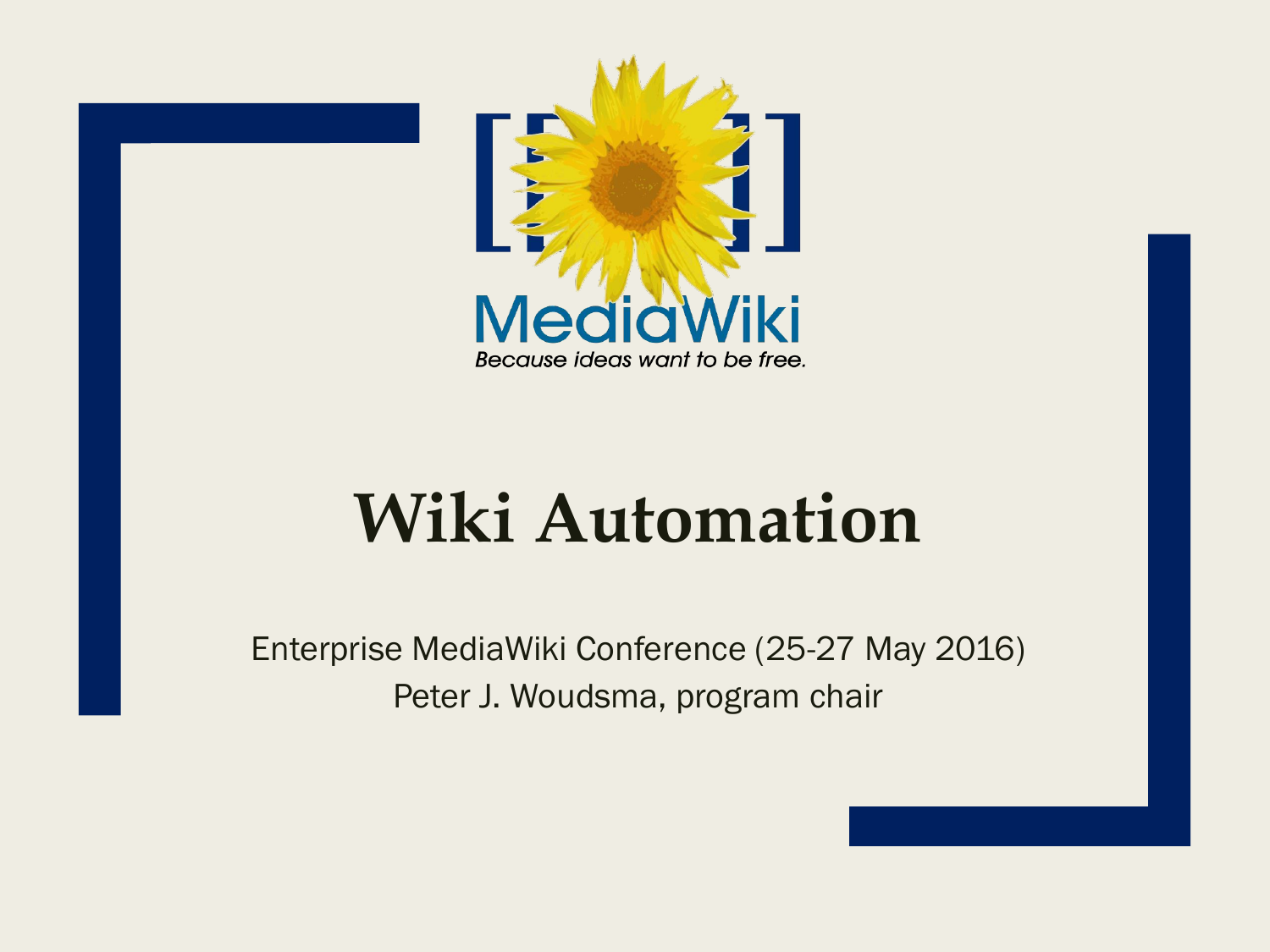# Wiki Automation

Enterprise MediaWiki Conference (25-27 May 2016)

Peter J. Woudsma, program chair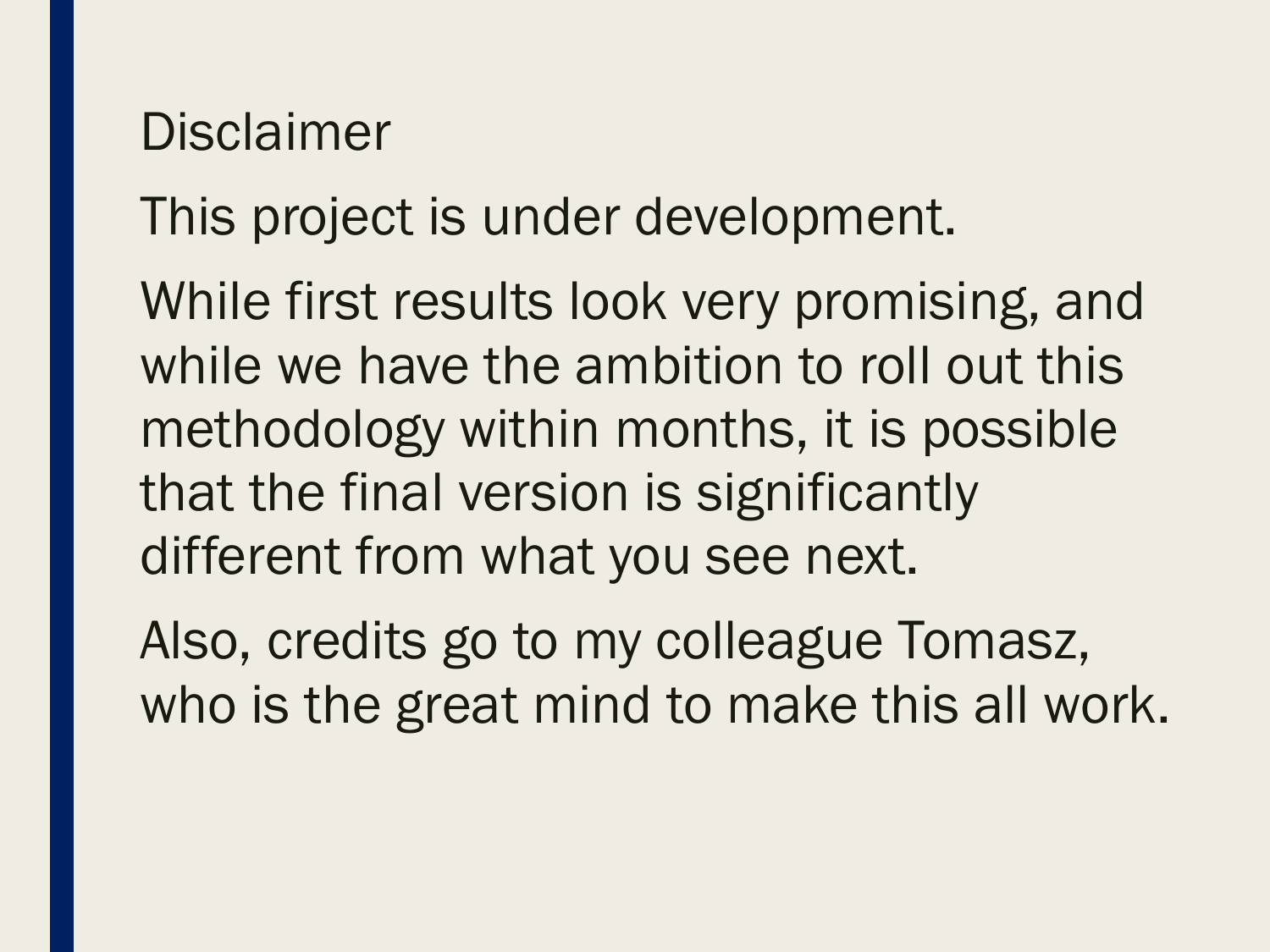## Disclaimer

This project is under development.

While first results look very promising, and while we have the ambition to roll out this methodology within months, it is possible that the final version is significantly different from what you see next.

Also, credits go to my colleague Tomasz, who is the great mind to make this all work.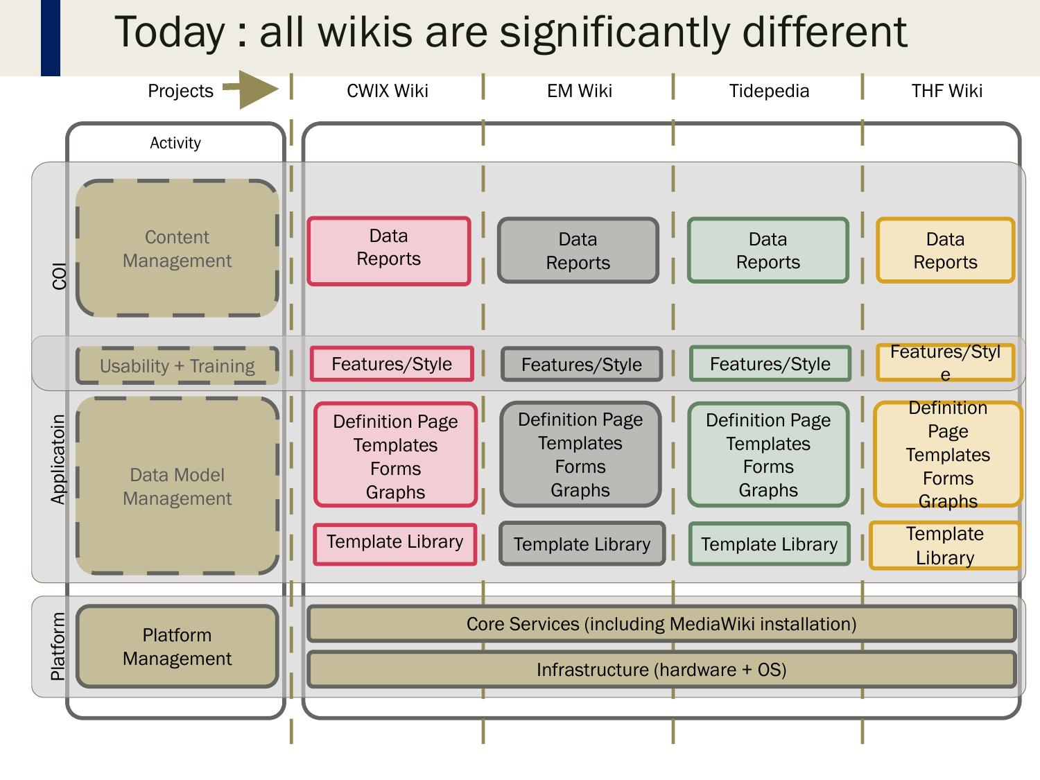# Today : all wikis are significantly different

| Projects → | | CWIX Wiki | EM Wiki | Tidepedia | THF Wiki |
|---|---|---|---|---|---|
| | Activity | | | | |
| COI | Content Management | Data Reports | Data Reports | Data Reports | Data Reports |
| | Usability + Training | Features/Style | Features/Style | Features/Style | Features/Style |
| Applicatoin | Data Model Management | Definition Page Templates Forms Graphs | Definition Page Templates Forms Graphs | Definition Page Templates Forms Graphs | Definition Page Templates Forms Graphs |
| | | Template Library | Template Library | Template Library | Template Library |
| Platform | Platform Management | Core Services (including MediaWiki installation) | | | |
| | | Infrastructure (hardware + OS) | | | |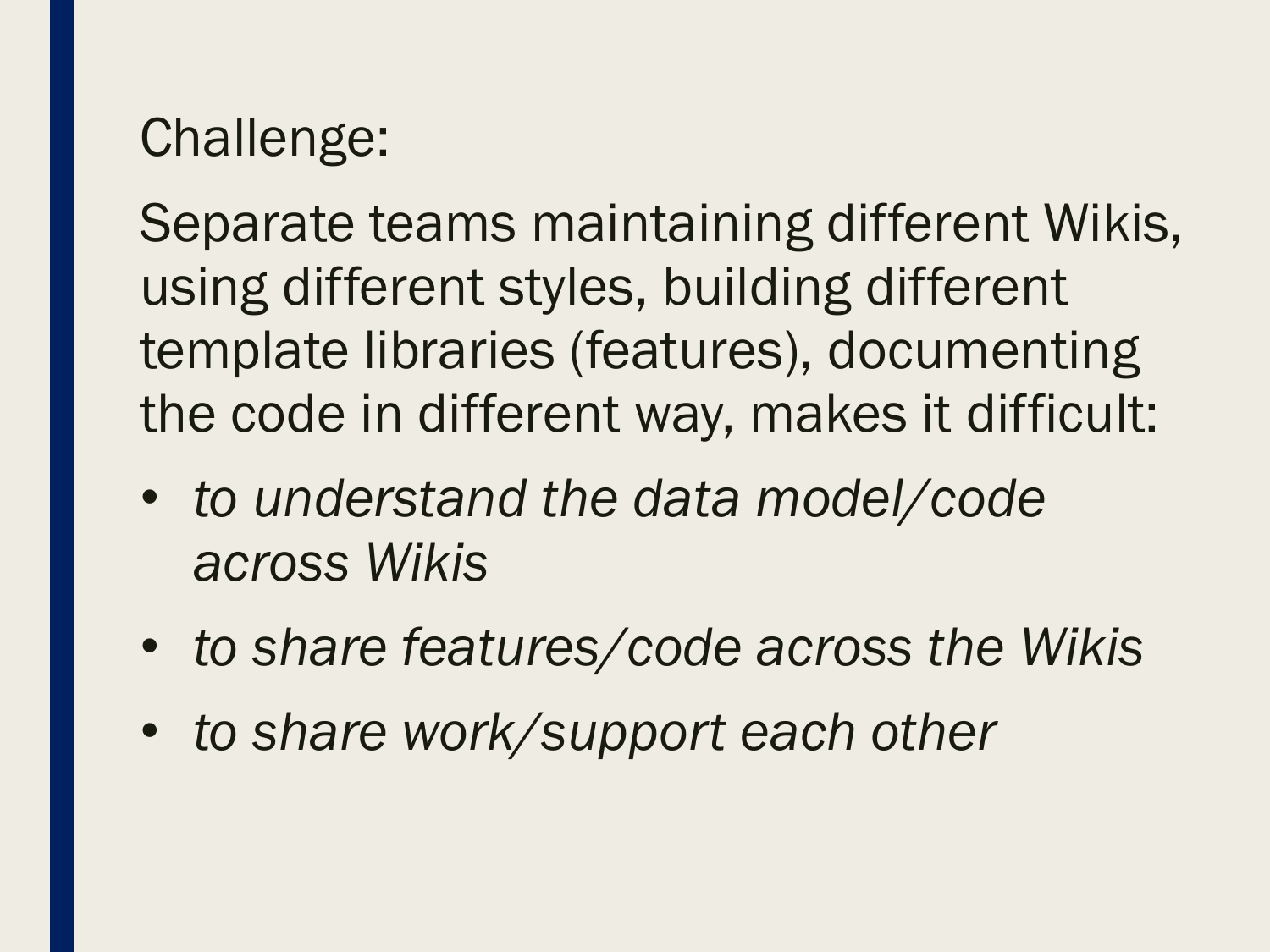Challenge:

Separate teams maintaining different Wikis, using different styles, building different template libraries (features), documenting the code in different way, makes it difficult:

- *to understand the data model/code across Wikis*
- *to share features/code across the Wikis*
- *to share work/support each other*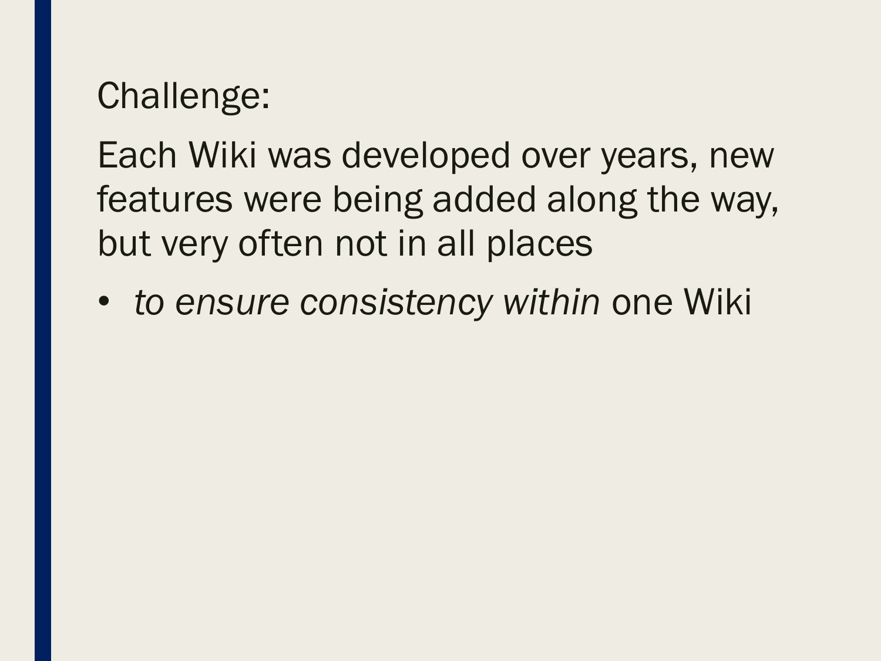Challenge:

Each Wiki was developed over years, new features were being added along the way, but very often not in all places

- *to ensure consistency within* one Wiki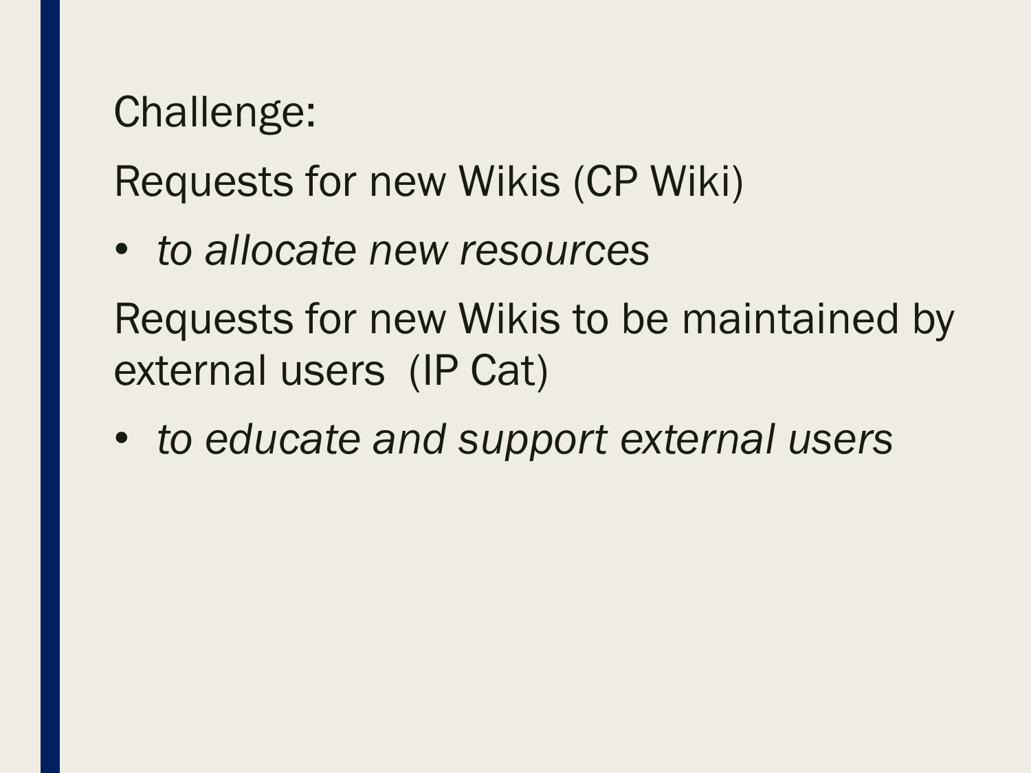Challenge:

Requests for new Wikis (CP Wiki)

- *to allocate new resources*

Requests for new Wikis to be maintained by external users (IP Cat)

- *to educate and support external users*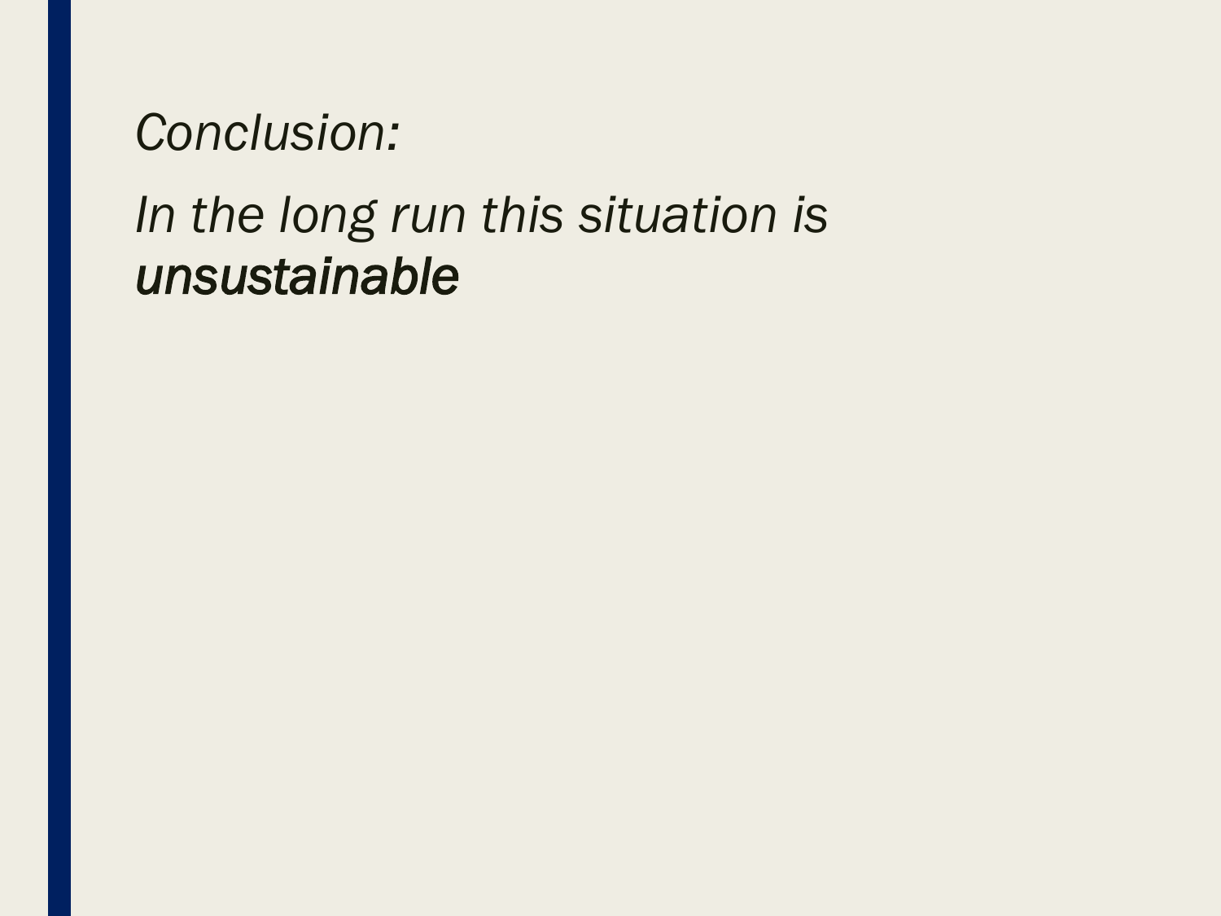*Conclusion:*

*In the long run this situation is* ***unsustainable***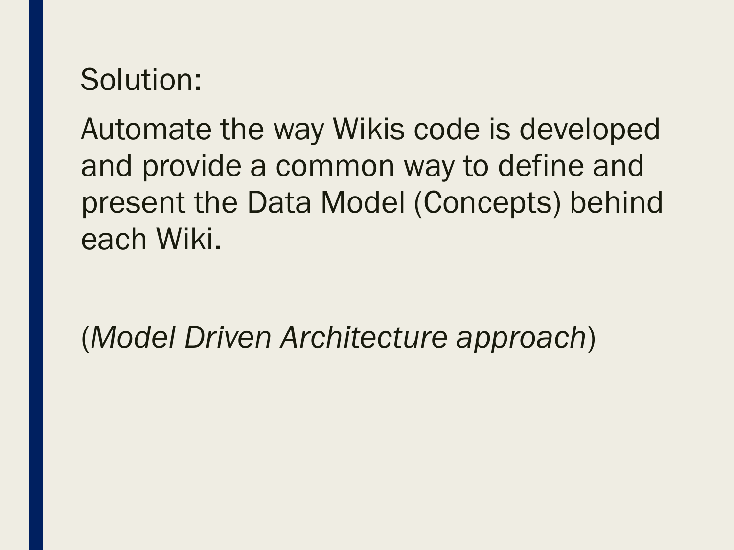Solution:

Automate the way Wikis code is developed and provide a common way to define and present the Data Model (Concepts) behind each Wiki.

(*Model Driven Architecture approach*)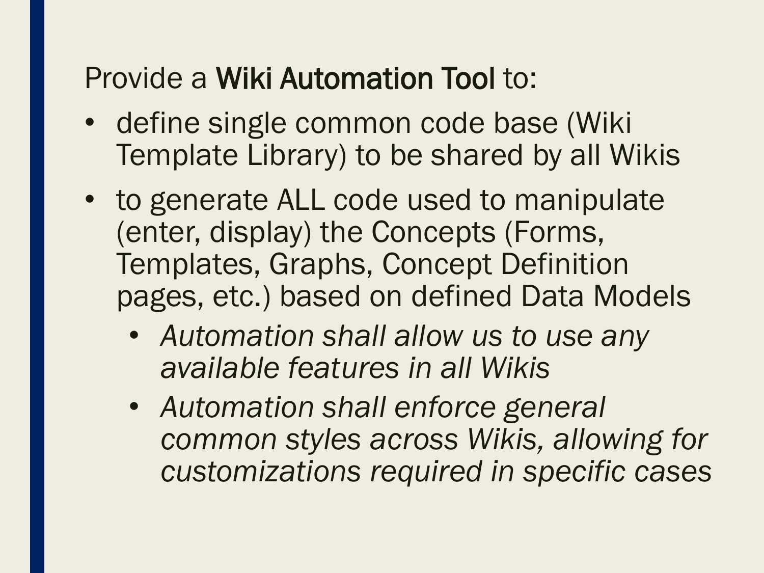Provide a **Wiki Automation Tool** to:

- define single common code base (Wiki Template Library) to be shared by all Wikis
- to generate ALL code used to manipulate (enter, display) the Concepts (Forms, Templates, Graphs, Concept Definition pages, etc.) based on defined Data Models
  - *Automation shall allow us to use any available features in all Wikis*
  - *Automation shall enforce general common styles across Wikis, allowing for customizations required in specific cases*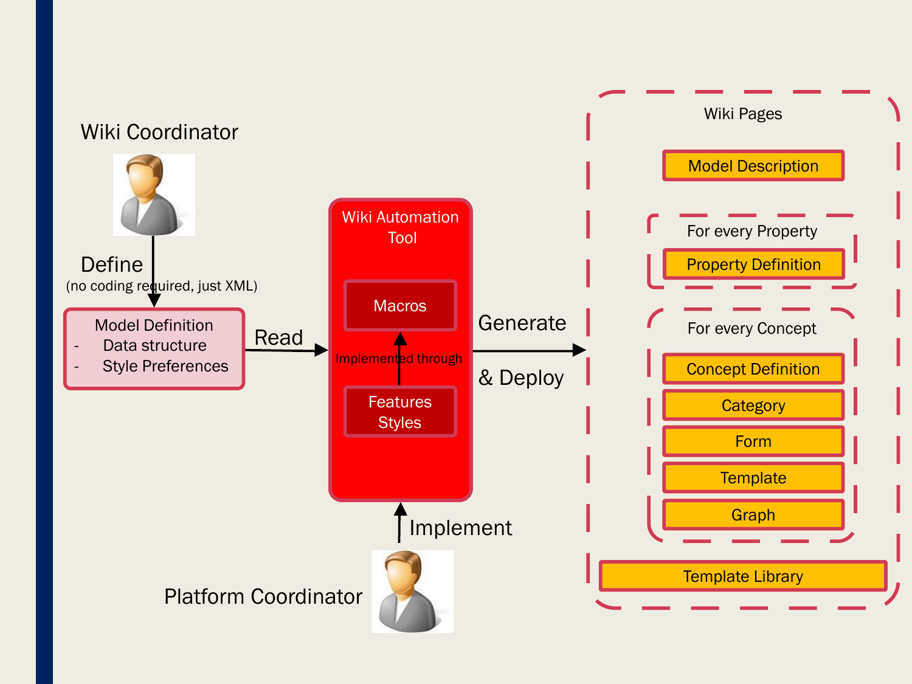Wiki Coordinator

Define
(no coding required, just XML)

Model Definition
- Data structure
- Style Preferences

Read

Wiki Automation Tool

Macros

Implemented through

Features
Styles

Implement

Platform Coordinator

Generate
& Deploy

Wiki Pages

Model Description

For every Property

Property Definition

For every Concept

Concept Definition

Category

Form

Template

Graph

Template Library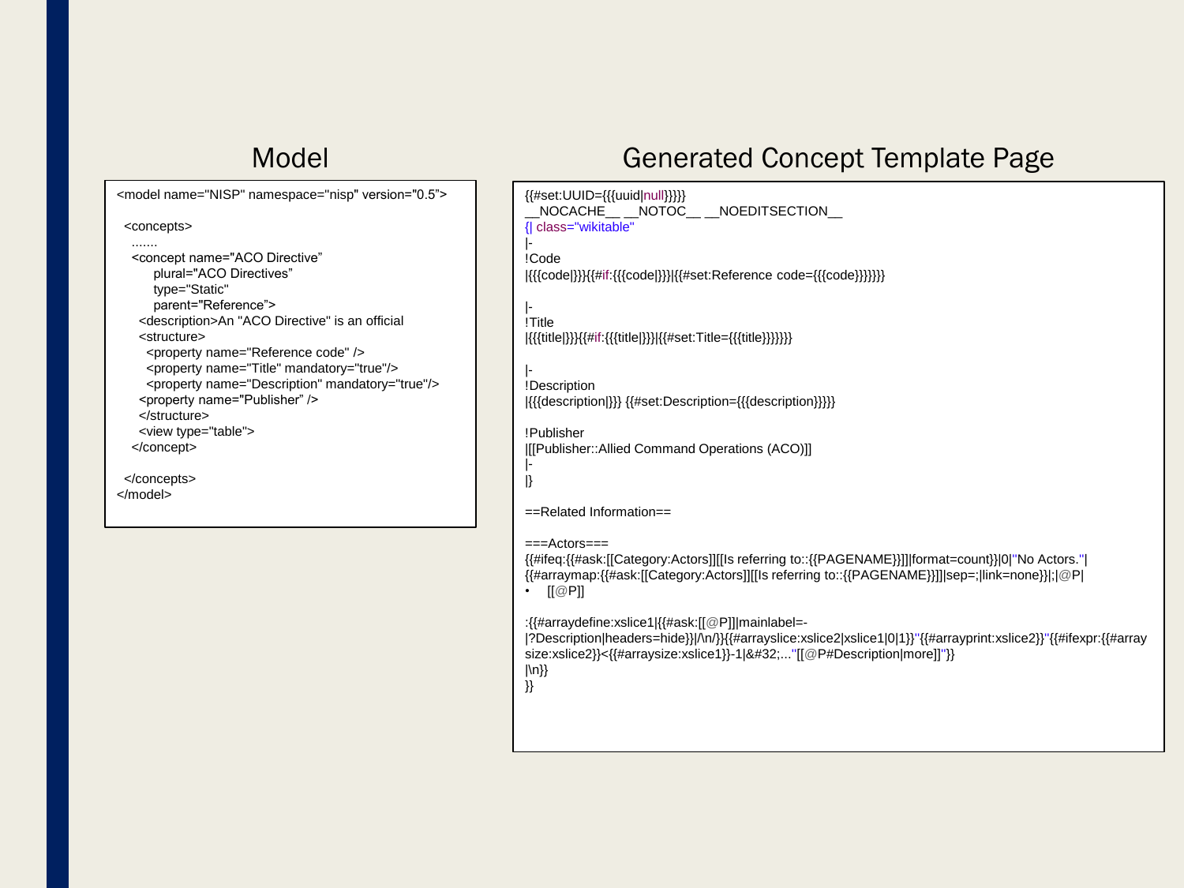## Model

```
<model name="NISP" namespace="nisp" version="0.5”>

  <concepts>
   .......
   <concept name="ACO Directive”
        plural="ACO Directives”
        type="Static"
        parent="Reference">
     <description>An "ACO Directive" is an official
     <structure>
       <property name="Reference code" />
       <property name="Title" mandatory="true"/>
       <property name="Description" mandatory="true"/>
     <property name="Publisher” />
     </structure>
     <view type="table">
   </concept>

  </concepts>
</model>
```

## Generated Concept Template Page

```
{{#set:UUID={{{uuid|null}}}}}
__NOCACHE__ __NOTOC__ __NOEDITSECTION__
{| class="wikitable"
|-
!Code
|{{{code|}}}{{#if:{{{code|}}}|{{#set:Reference code={{{code}}}}}}}

|-
!Title
|{{{title|}}}{{#if:{{{title|}}}|{{#set:Title={{{title}}}}}}}

|-
!Description
|{{{description|}}} {{#set:Description={{{description}}}}}

!Publisher
|[[Publisher::Allied Command Operations (ACO)]]
|-
|}

==Related Information==

===Actors===
{{#ifeq:{{#ask:[[Category:Actors]][[Is referring to::{{PAGENAME}}]]|format=count}}|0|''No Actors.''|
{{#arraymap:{{#ask:[[Category:Actors]][[Is referring to::{{PAGENAME}}]]|sep=;|link=none}}|;|@P|
•    [[@P]]

:{{#arraydefine:xslice1|{{#ask:[[@P]]|mainlabel=-
|?Description|headers=hide}}|/\n/}}{{#arrayslice:xslice2|xslice1|0|1}}''{{#arrayprint:xslice2}}''{{#ifexpr:{{#array
size:xslice2}}<{{#arraysize:xslice1}}-1|&#32;...''[[@P#Description|more]]''}}
|\n}}
}}
```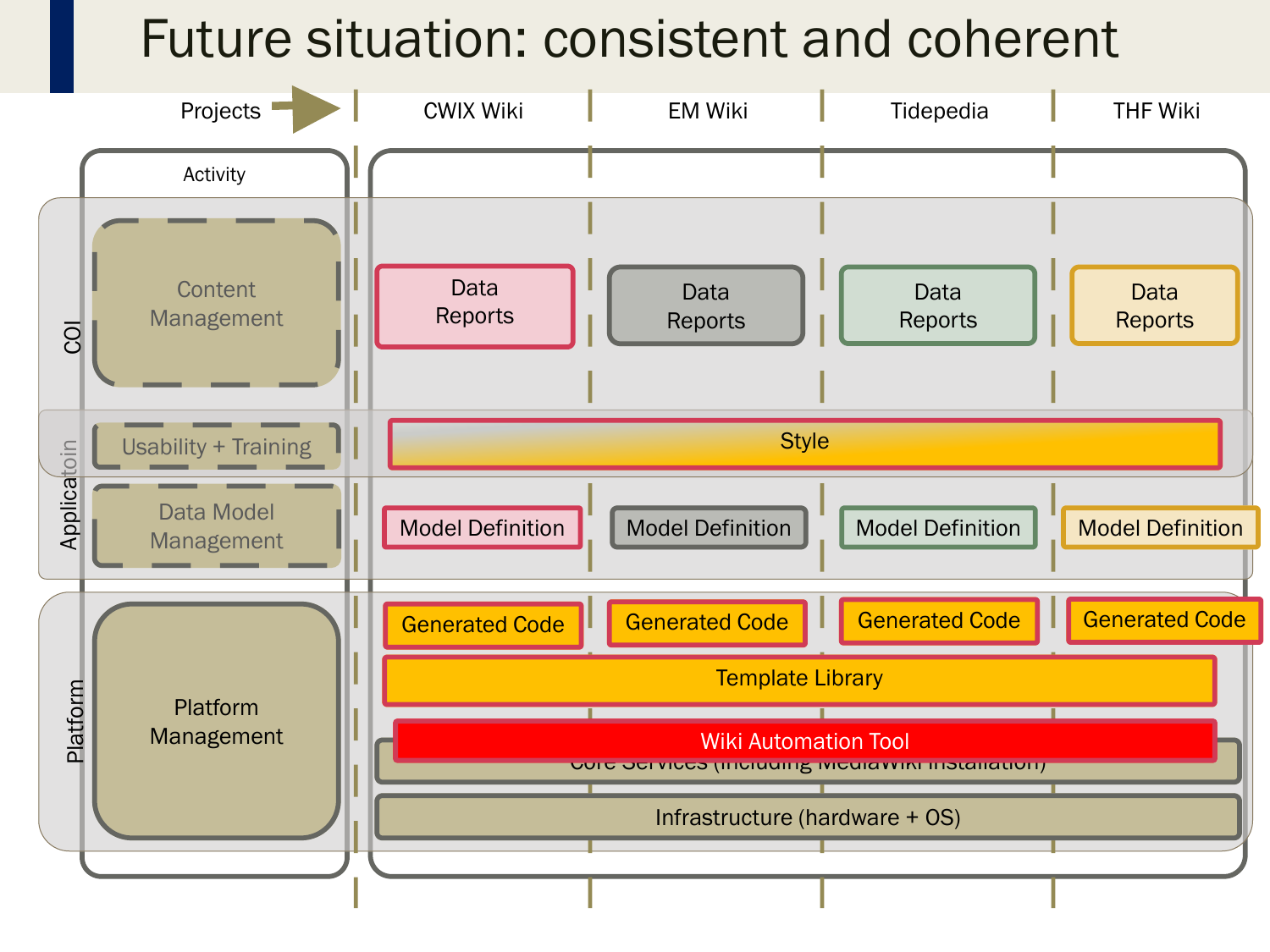# Future situation: consistent and coherent

| Projects → | CWIX Wiki | EM Wiki | Tidepedia | THF Wiki |
|---|---|---|---|---|
| **Activity** | | | | |
| **COI** – Content Management | Data Reports | Data Reports | Data Reports | Data Reports |
| **Applicatoin** – Usability + Training | Style | | | |
| **Applicatoin** – Data Model Management | Model Definition | Model Definition | Model Definition | Model Definition |
| **Platform** – Platform Management | Generated Code | Generated Code | Generated Code | Generated Code |
| | Template Library | | | |
| | Wiki Automation Tool | | | |
| | Core Services (including MediaWiki installation) | | | |
| | Infrastructure (hardware + OS) | | | |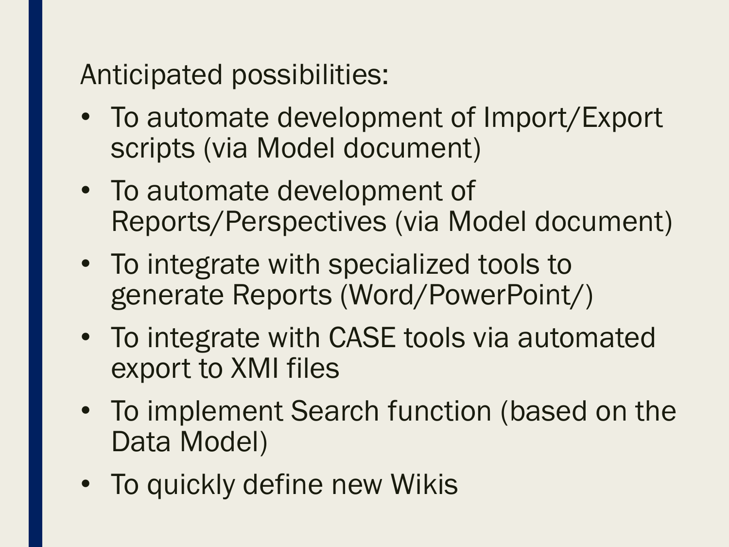Anticipated possibilities:

- To automate development of Import/Export scripts (via Model document)
- To automate development of Reports/Perspectives (via Model document)
- To integrate with specialized tools to generate Reports (Word/PowerPoint/)
- To integrate with CASE tools via automated export to XMI files
- To implement Search function (based on the Data Model)
- To quickly define new Wikis